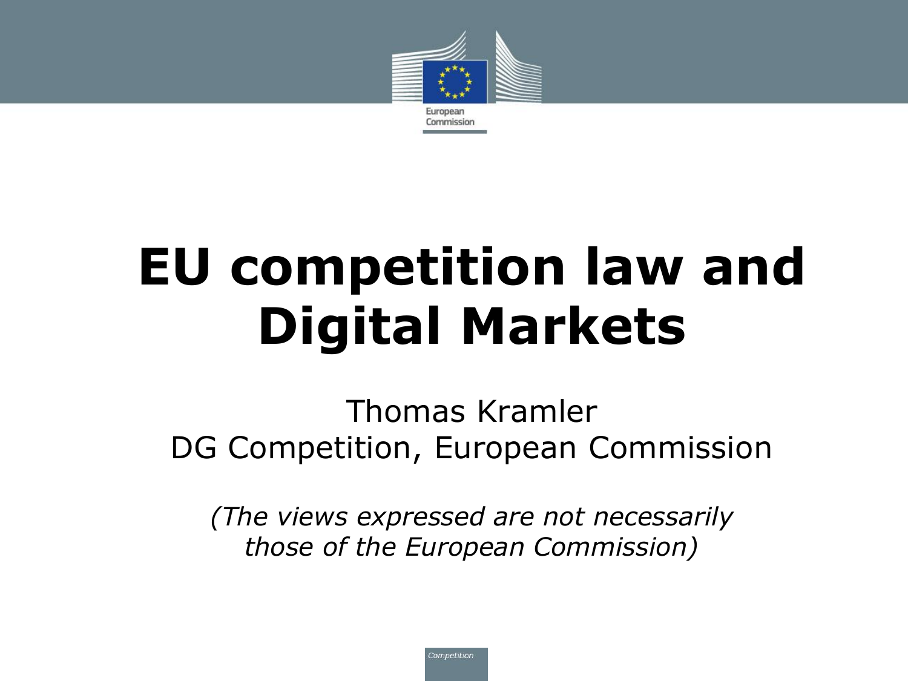# EU competition law and Digital Markets

Thomas Kramler
DG Competition, European Commission

*(The views expressed are not necessarily those of the European Commission)*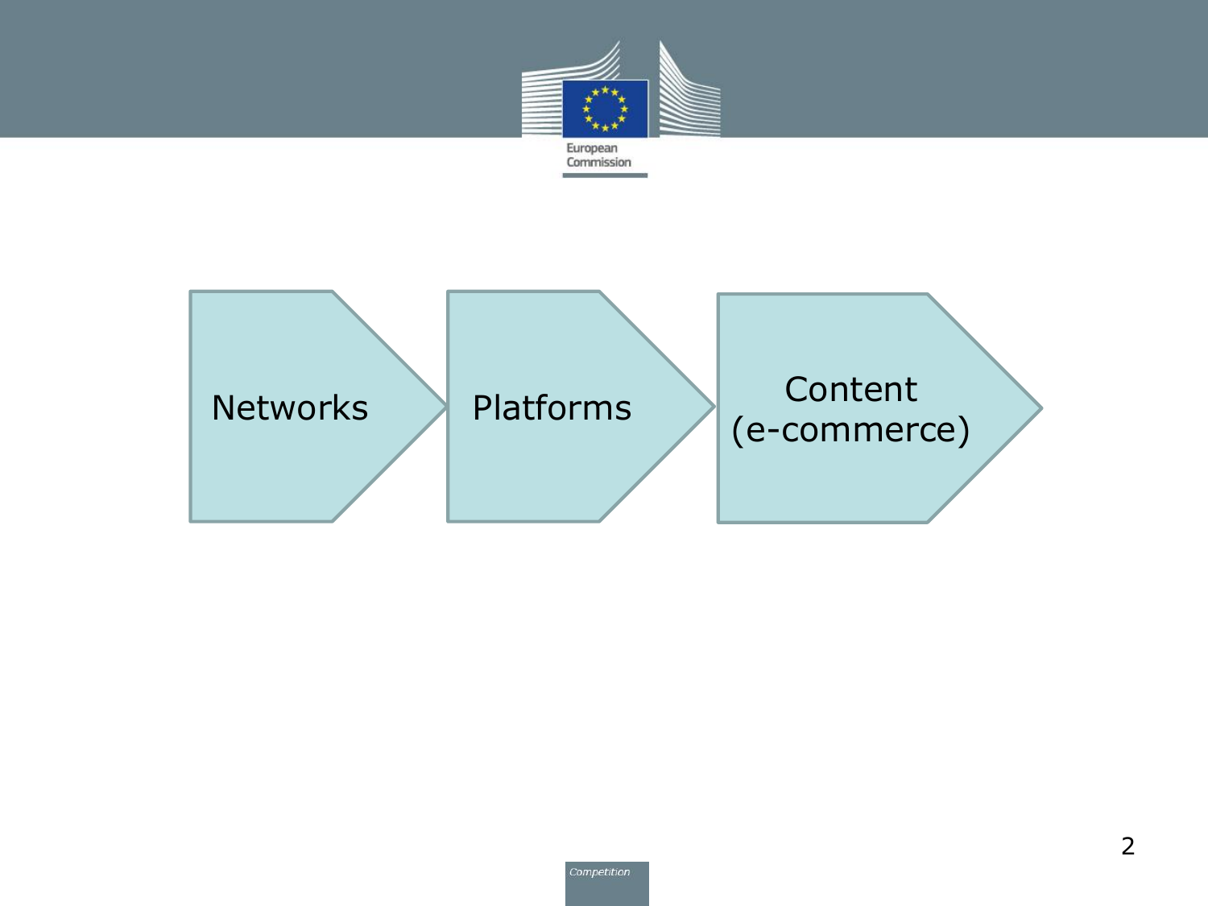Networks → Platforms → Content (e-commerce)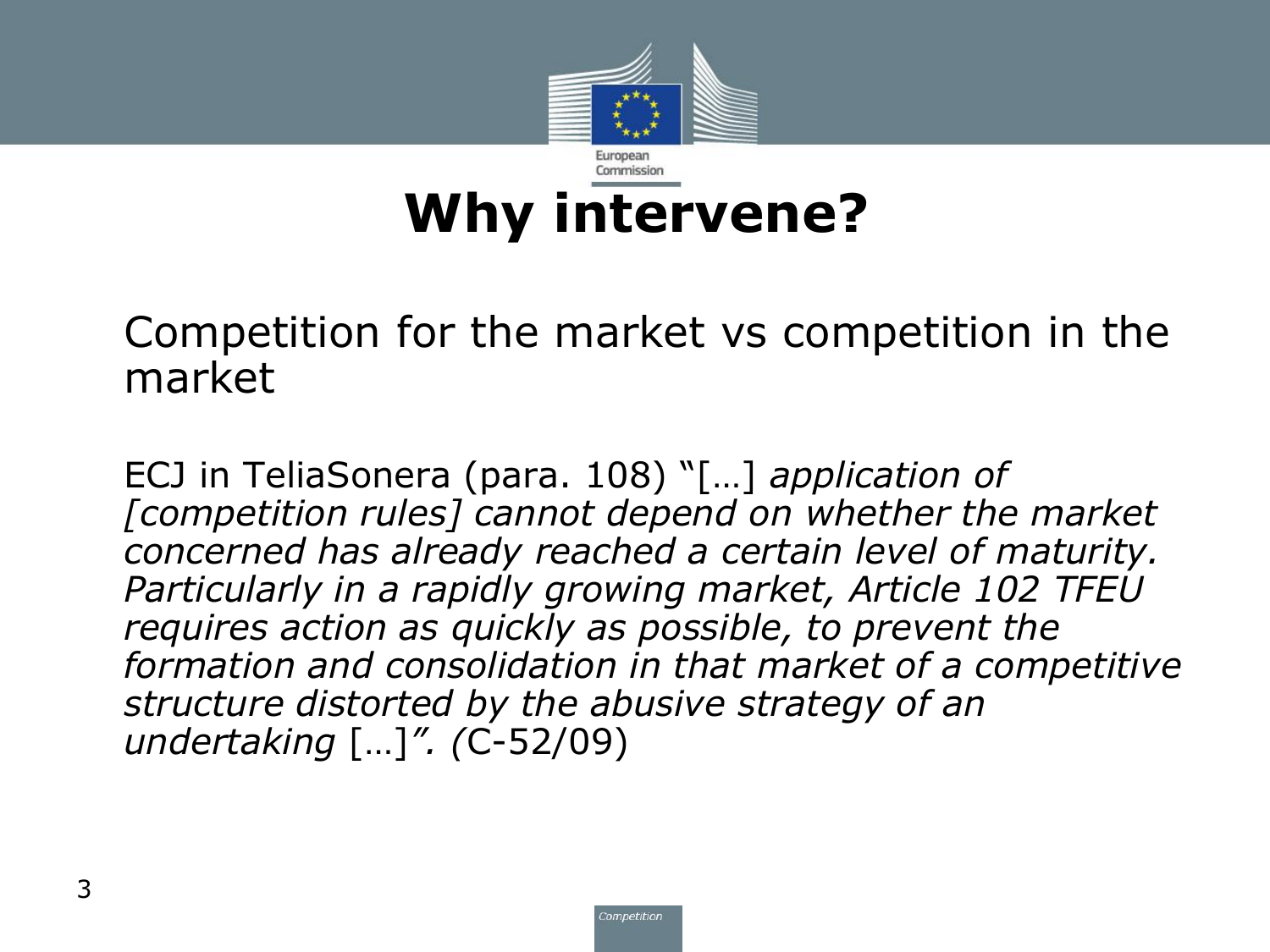# Why intervene?

Competition for the market vs competition in the market

ECJ in TeliaSonera (para. 108) "[…] *application of [competition rules] cannot depend on whether the market concerned has already reached a certain level of maturity. Particularly in a rapidly growing market, Article 102 TFEU requires action as quickly as possible, to prevent the formation and consolidation in that market of a competitive structure distorted by the abusive strategy of an undertaking* […]*". (*C-52/09)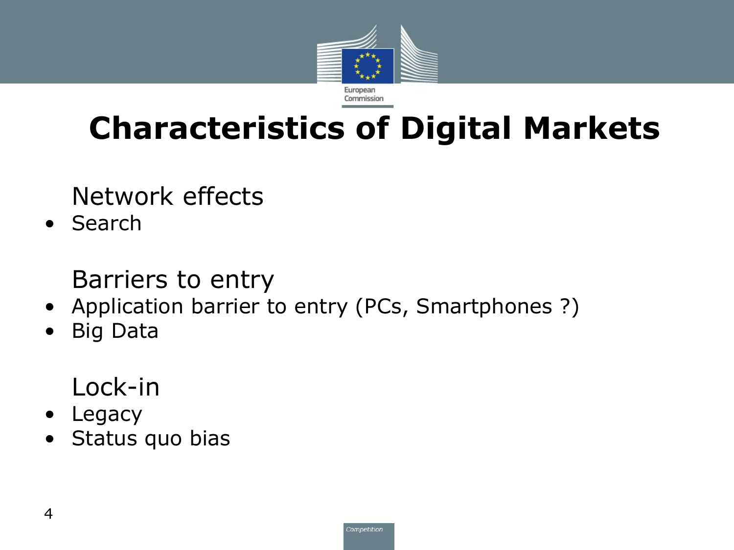# Characteristics of Digital Markets

Network effects

- Search

Barriers to entry

- Application barrier to entry (PCs, Smartphones ?)
- Big Data

Lock-in

- Legacy
- Status quo bias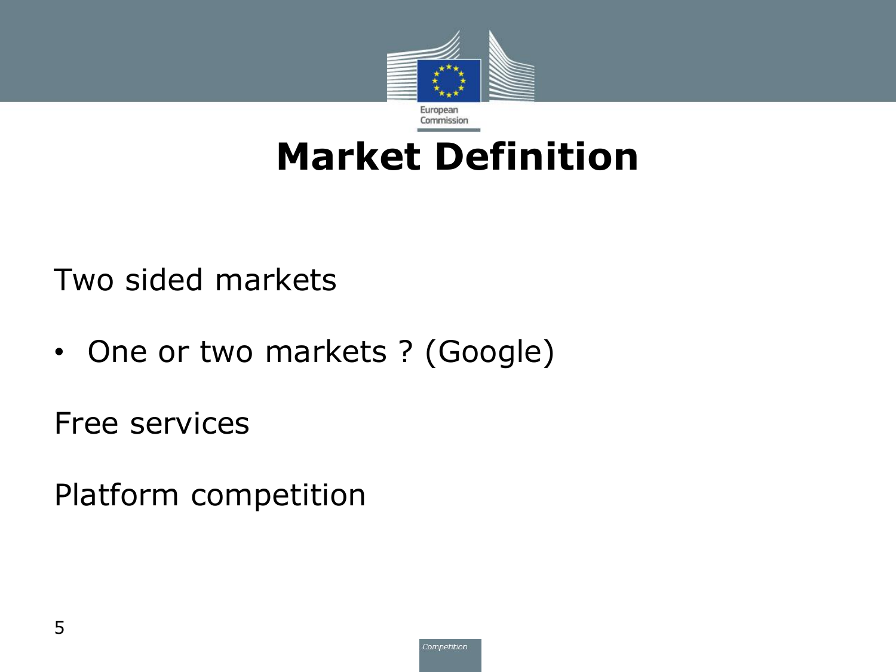# Market Definition

Two sided markets

- One or two markets ? (Google)

Free services

Platform competition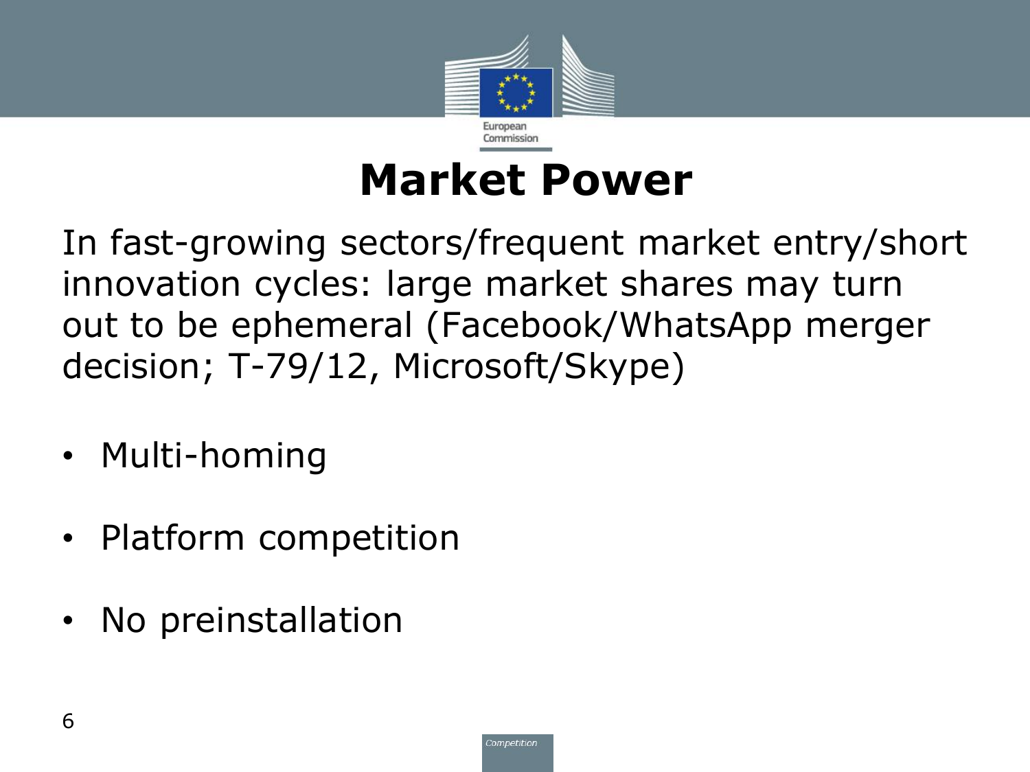# Market Power

In fast-growing sectors/frequent market entry/short innovation cycles: large market shares may turn out to be ephemeral (Facebook/WhatsApp merger decision; T-79/12, Microsoft/Skype)

- Multi-homing
- Platform competition
- No preinstallation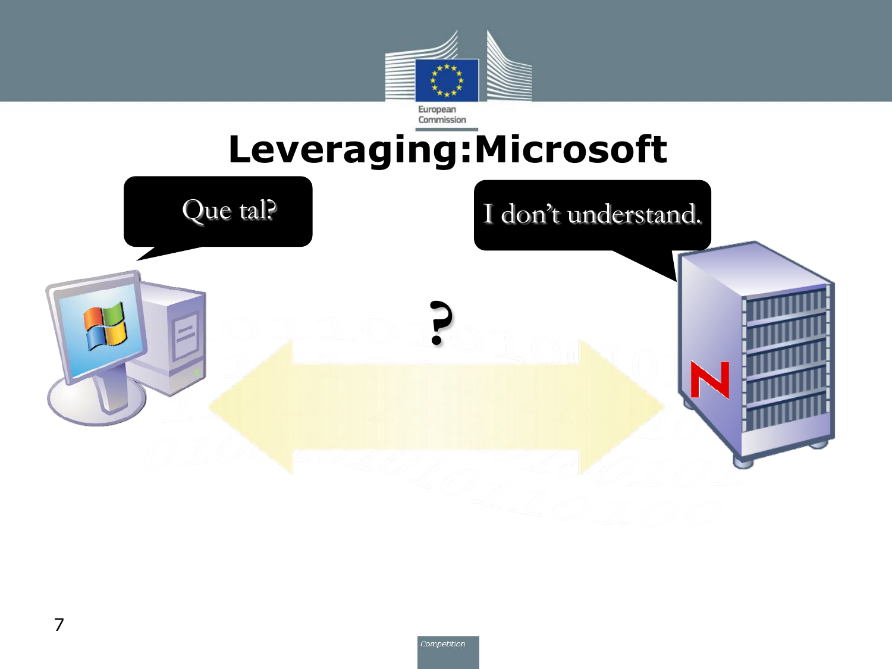# Leveraging:Microsoft

Que tal?

I don't understand.

?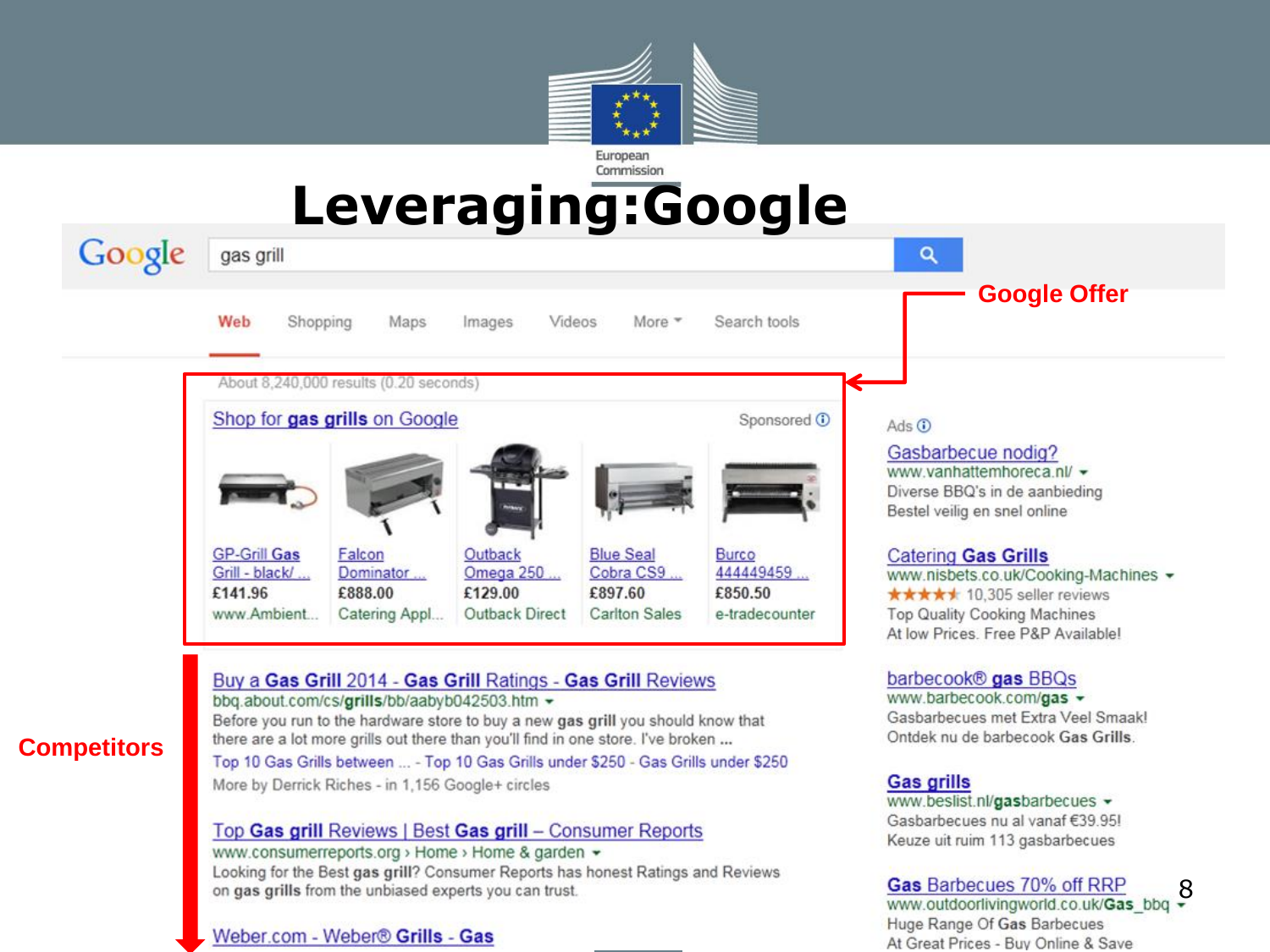# Leveraging:Google

gas grill

Web | Shopping | Maps | Images | Videos | More | Search tools

**Google Offer**

About 8,240,000 results (0.20 seconds)

Shop for **gas grills** on Google — Sponsored

| GP-Grill Gas Grill - black/ ... | Falcon Dominator ... | Outback Omega 250 ... | Blue Seal Cobra CS9 ... | Burco 444449459 ... |
|---|---|---|---|---|
| £141.96 | £888.00 | £129.00 | £897.60 | £850.50 |
| www.Ambient... | Catering Appl... | Outback Direct | Carlton Sales | e-tradecounter |

**Competitors**

Buy a **Gas Grill** 2014 - **Gas Grill** Ratings - **Gas Grill** Reviews
bbq.about.com/cs/**grills**/bb/aabyb042503.htm
Before you run to the hardware store to buy a new **gas grill** you should know that there are a lot more grills out there than you'll find in one store. I've broken ...
Top 10 Gas Grills between ... - Top 10 Gas Grills under $250 - Gas Grills under $250
More by Derrick Riches - in 1,156 Google+ circles

Top **Gas grill** Reviews | Best **Gas grill** – Consumer Reports
www.consumerreports.org › Home › Home & garden
Looking for the Best **gas grill**? Consumer Reports has honest Ratings and Reviews on **gas grills** from the unbiased experts you can trust.

Weber.com - Weber® **Grills** - **Gas**

Ads

Gasbarbecue nodig?
www.vanhattemhoreca.nl/
Diverse BBQ's in de aanbieding
Bestel veilig en snel online

Catering **Gas Grills**
www.nisbets.co.uk/Cooking-Machines
★★★★★ 10,305 seller reviews
Top Quality Cooking Machines
At low Prices. Free P&P Available!

barbecook® **gas** BBQs
www.barbecook.com/**gas**
Gasbarbecues met Extra Veel Smaak!
Ontdek nu de barbecook **Gas Grills**.

**Gas grills**
www.beslist.nl/**gas**barbecues
Gasbarbecues nu al vanaf €39.95!
Keuze uit ruim 113 gasbarbecues

**Gas** Barbecues 70% off RRP
www.outdoorlivingworld.co.uk/**Gas**_bbq
Huge Range Of **Gas** Barbecues
At Great Prices - Buy Online & Save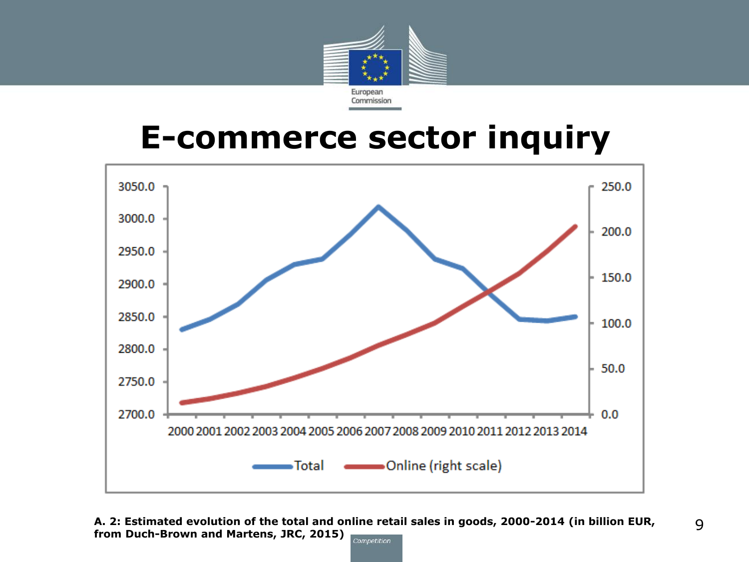# E-commerce sector inquiry

**A. 2: Estimated evolution of the total and online retail sales in goods, 2000-2014 (in billion EUR, from Duch-Brown and Martens, JRC, 2015)**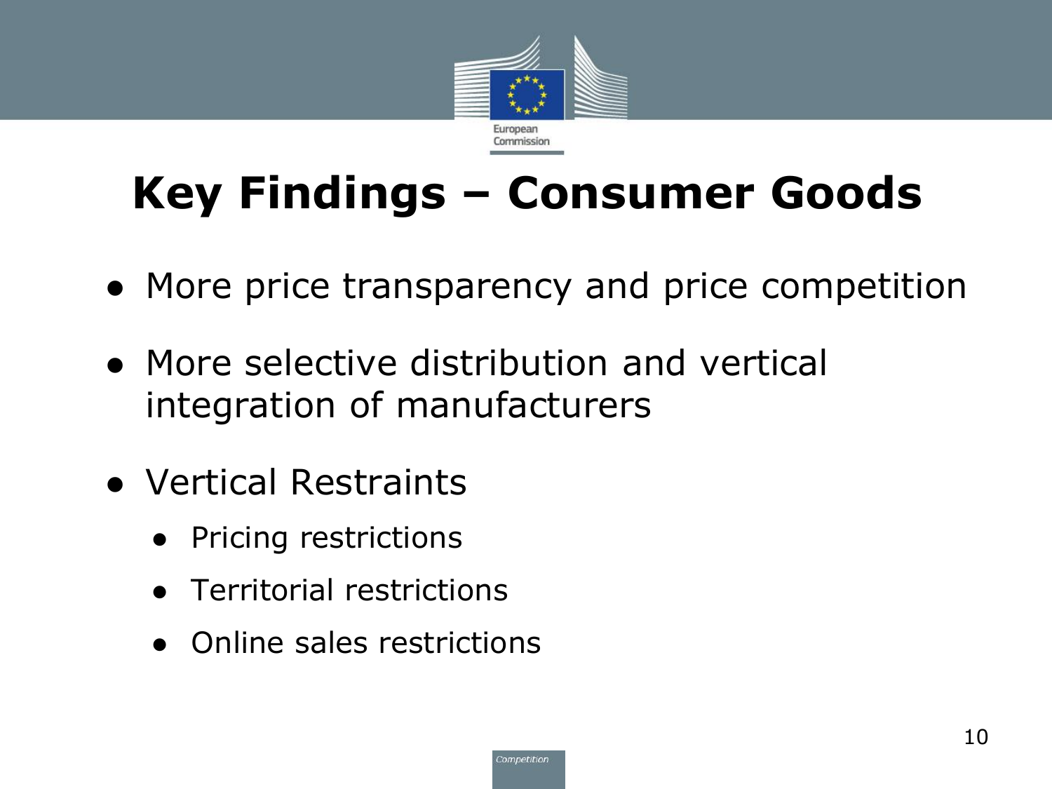# Key Findings – Consumer Goods

- More price transparency and price competition
- More selective distribution and vertical integration of manufacturers
- Vertical Restraints
  - Pricing restrictions
  - Territorial restrictions
  - Online sales restrictions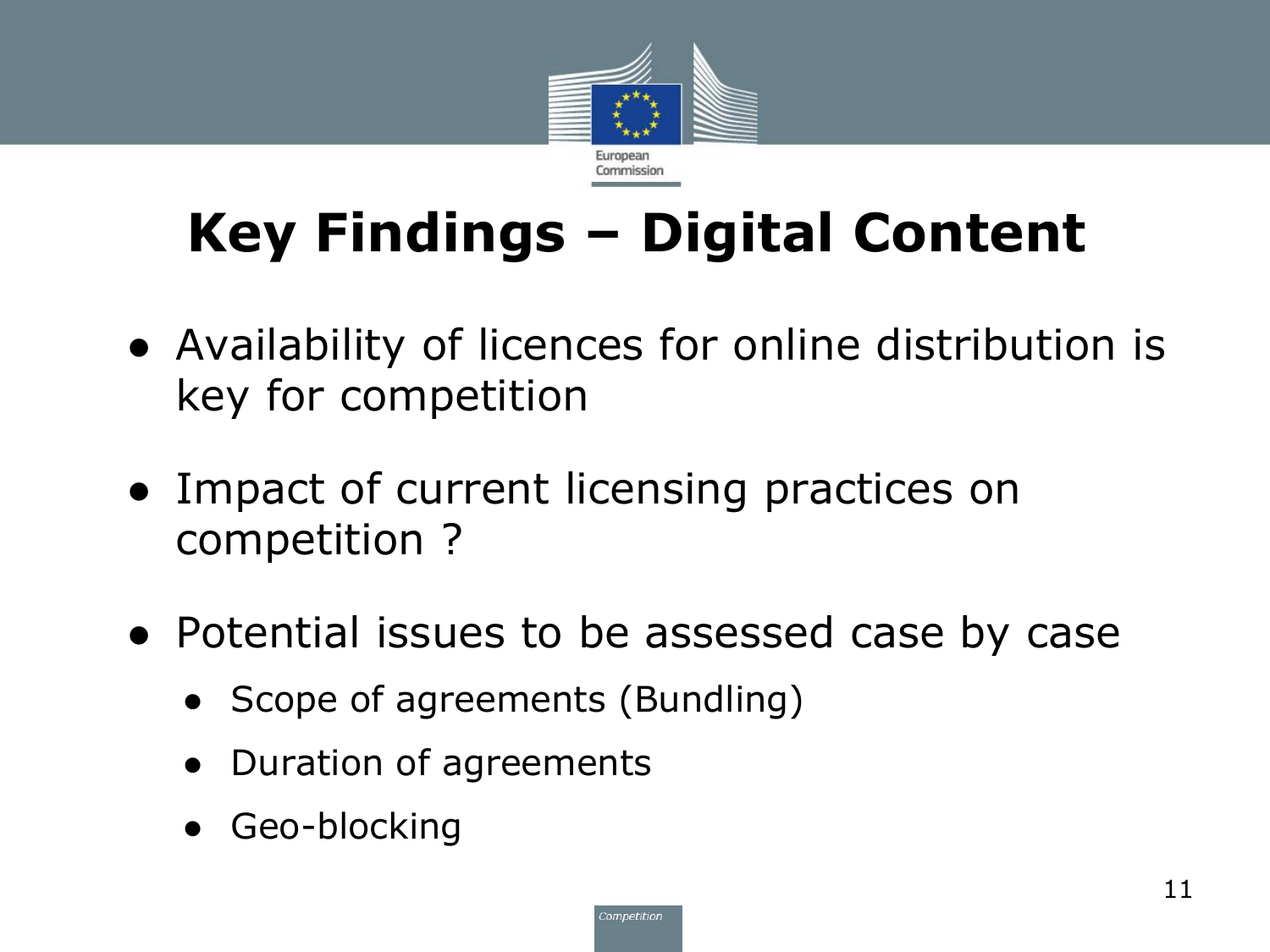# Key Findings – Digital Content

- Availability of licences for online distribution is key for competition
- Impact of current licensing practices on competition ?
- Potential issues to be assessed case by case
  - Scope of agreements (Bundling)
  - Duration of agreements
  - Geo-blocking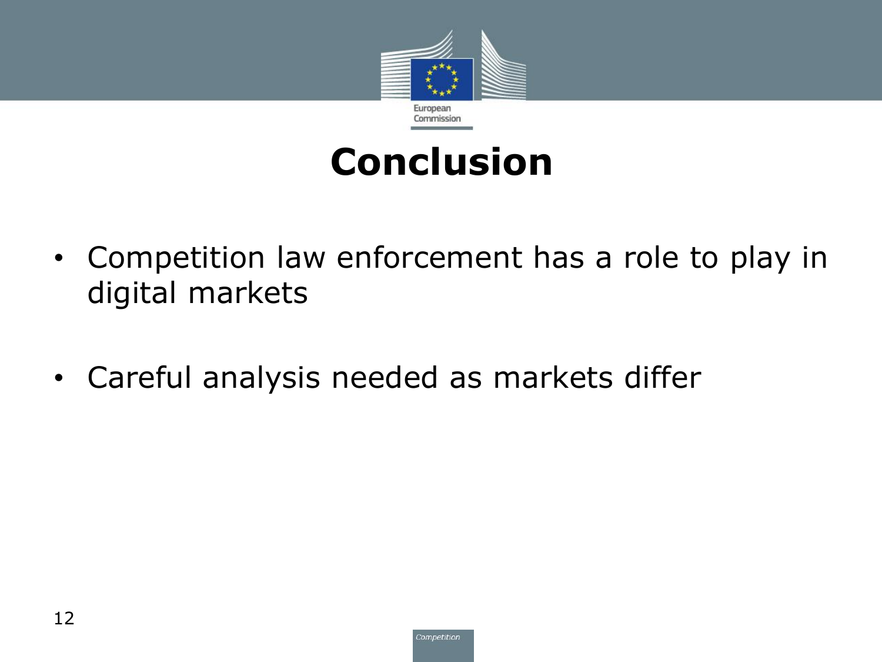# Conclusion

- Competition law enforcement has a role to play in digital markets
- Careful analysis needed as markets differ